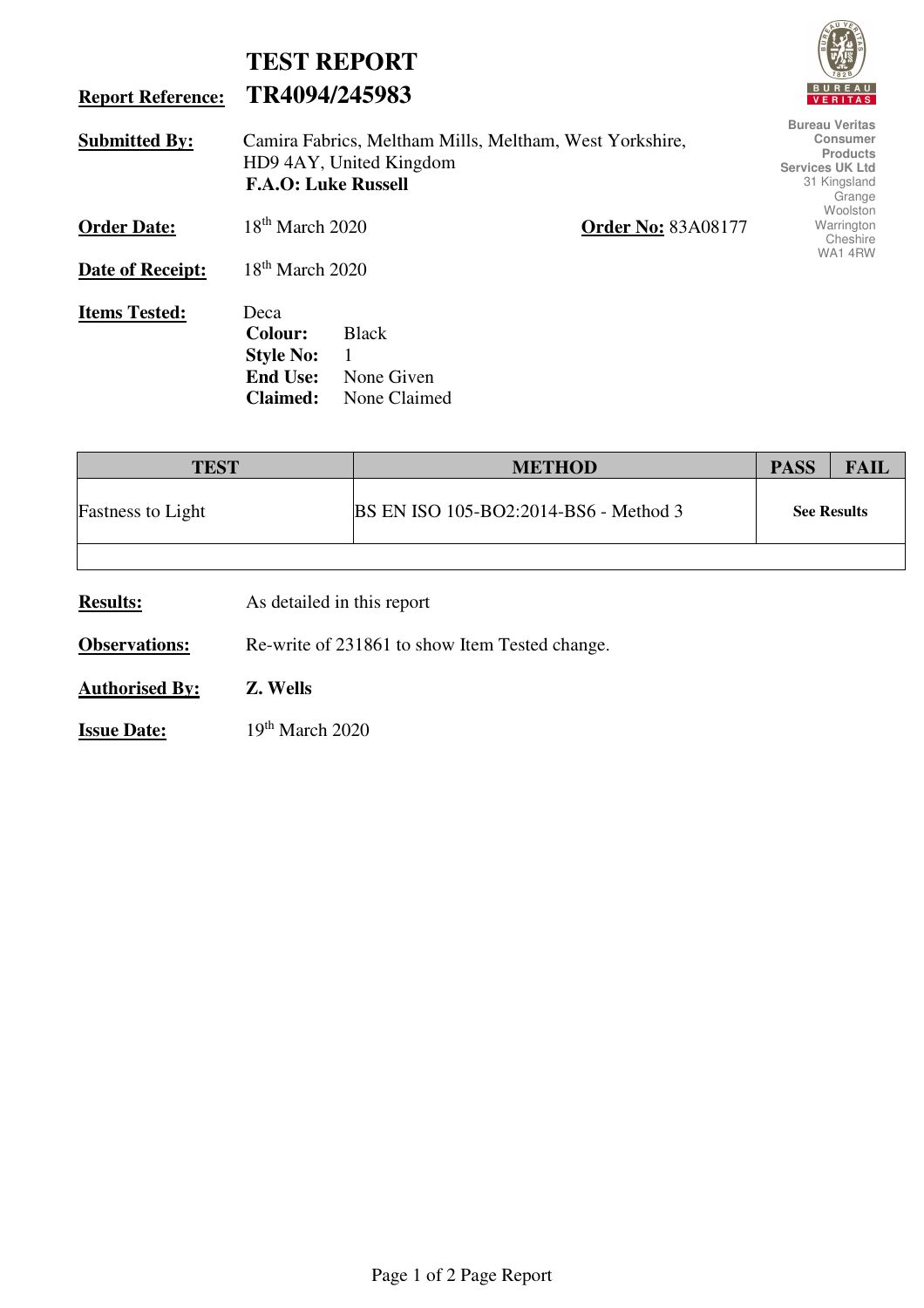# TEST REPORT

**Report Reference:** **TR4094/245983**

Bureau Veritas Consumer Products Services UK Ltd
31 Kingsland Grange
Woolston
Warrington
Cheshire
WA1 4RW

**Submitted By:** Camira Fabrics, Meltham Mills, Meltham, West Yorkshire, HD9 4AY, United Kingdom
**F.A.O: Luke Russell**

**Order Date:** 18th March 2020 **Order No:** 83A08177

**Date of Receipt:** 18th March 2020

**Items Tested:** Deca
**Colour:** Black
**Style No:** 1
**End Use:** None Given
**Claimed:** None Claimed

| TEST | METHOD | PASS | FAIL |
|---|---|---|---|
| Fastness to Light | BS EN ISO 105-BO2:2014-BS6 - Method 3 | **See Results** | |
| | | | |

**Results:** As detailed in this report

**Observations:** Re-write of 231861 to show Item Tested change.

**Authorised By:** **Z. Wells**

**Issue Date:** 19th March 2020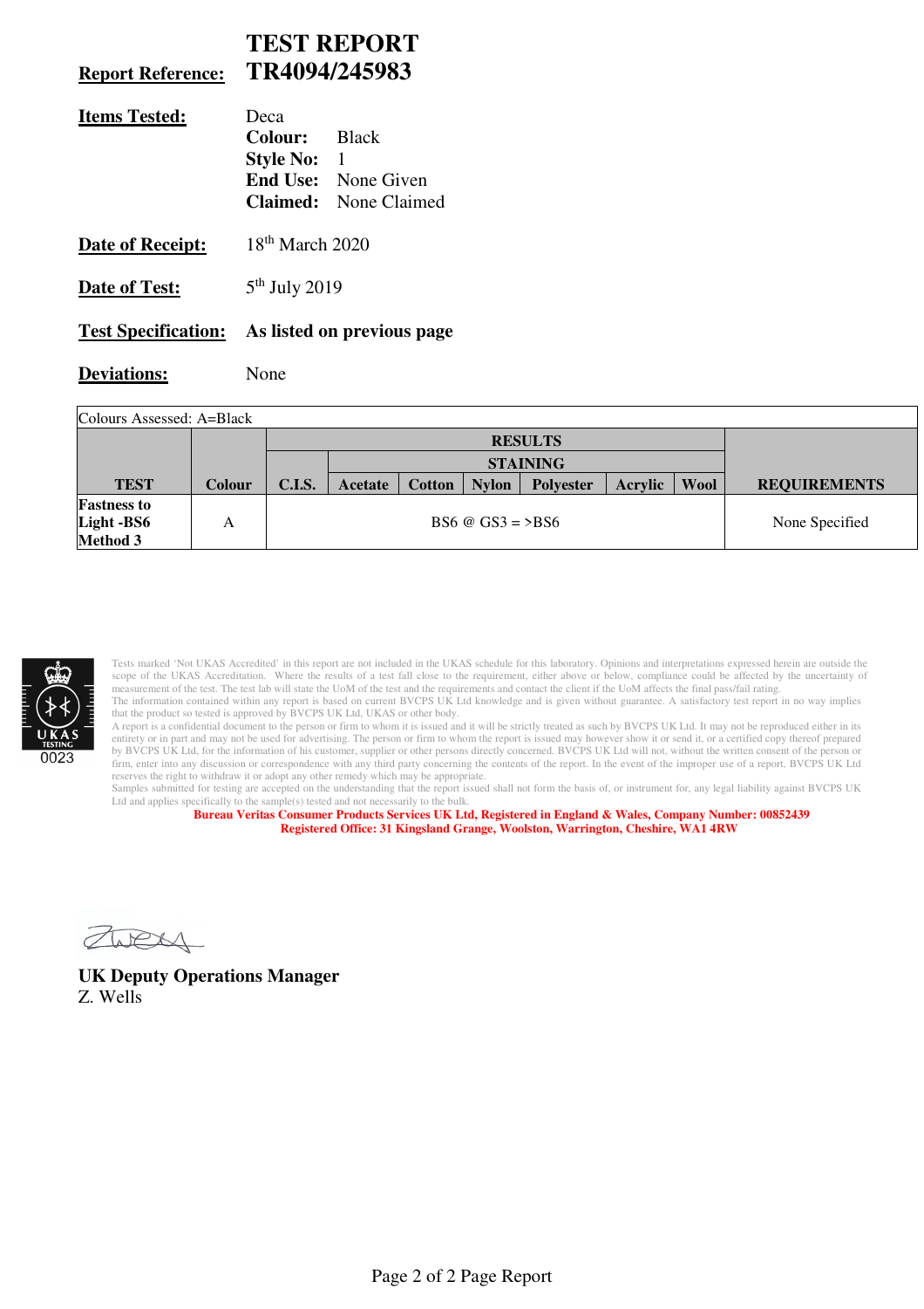# TEST REPORT

**Report Reference:** **TR4094/245983**

**Items Tested:** Deca
**Colour:** Black
**Style No:** 1
**End Use:** None Given
**Claimed:** None Claimed

**Date of Receipt:** 18th March 2020

**Date of Test:** 5th July 2019

**Test Specification:** **As listed on previous page**

**Deviations:** None

Colours Assessed: A=Black

| TEST | Colour | RESULTS | | | | | | | | REQUIREMENTS |
|---|---|---|---|---|---|---|---|---|---|---|
| | | | STAINING | | | | | | | |
| | | C.I.S. | Acetate | Cotton | Nylon | Polyester | Acrylic | Wool | |
| **Fastness to Light -BS6 Method 3** | A | BS6 @ GS3 = >BS6 | | | | | | | None Specified |

Tests marked 'Not UKAS Accredited' in this report are not included in the UKAS schedule for this laboratory. Opinions and interpretations expressed herein are outside the scope of the UKAS Accreditation. Where the results of a test fall close to the requirement, either above or below, compliance could be affected by the uncertainty of measurement of the test. The test lab will state the UoM of the test and the requirements and contact the client if the UoM affects the final pass/fail rating.
The information contained within any report is based on current BVCPS UK Ltd knowledge and is given without guarantee. A satisfactory test report in no way implies that the product so tested is approved by BVCPS UK Ltd, UKAS or other body.
A report is a confidential document to the person or firm to whom it is issued and it will be strictly treated as such by BVCPS UK Ltd. It may not be reproduced either in its entirety or in part and may not be used for advertising. The person or firm to whom the report is issued may however show it or send it, or a certified copy thereof prepared by BVCPS UK Ltd, for the information of his customer, supplier or other persons directly concerned. BVCPS UK Ltd will not, without the written consent of the person or firm, enter into any discussion or correspondence with any third party concerning the contents of the report. In the event of the improper use of a report, BVCPS UK Ltd reserves the right to withdraw it or adopt any other remedy which may be appropriate.
Samples submitted for testing are accepted on the understanding that the report issued shall not form the basis of, or instrument for, any legal liability against BVCPS UK Ltd and applies specifically to the sample(s) tested and not necessarily to the bulk.

**Bureau Veritas Consumer Products Services UK Ltd, Registered in England & Wales, Company Number: 00852439**
**Registered Office: 31 Kingsland Grange, Woolston, Warrington, Cheshire, WA1 4RW**

UKAS TESTING 0023

**UK Deputy Operations Manager**
Z. Wells